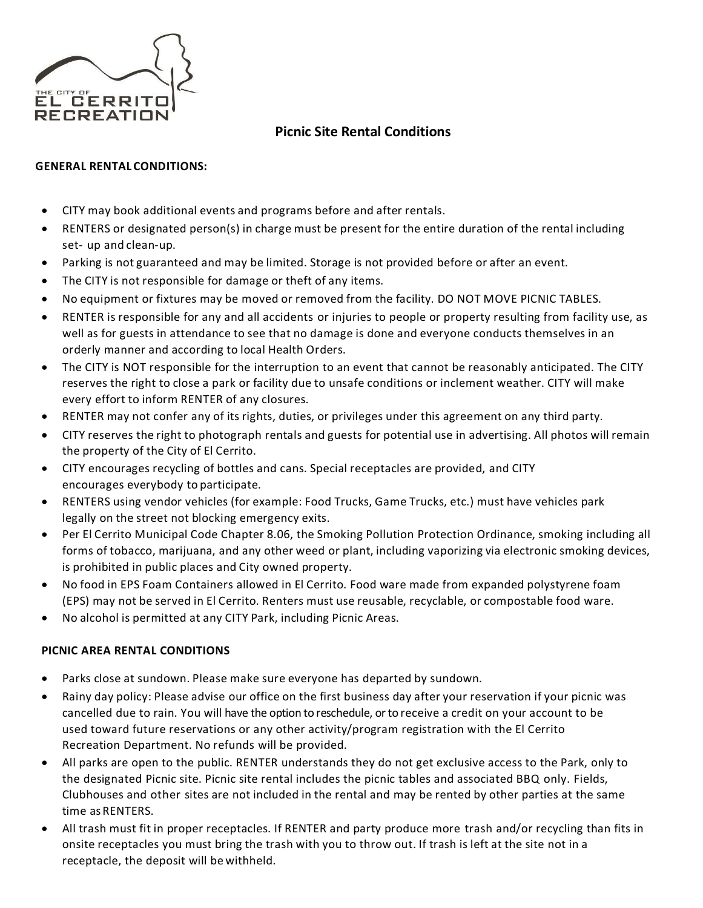# Picnic Site Rental Conditions

**GENERAL RENTAL CONDITIONS:**

- CITY may book additional events and programs before and after rentals.
- RENTERS or designated person(s) in charge must be present for the entire duration of the rental including set- up and clean-up.
- Parking is not guaranteed and may be limited. Storage is not provided before or after an event.
- The CITY is not responsible for damage or theft of any items.
- No equipment or fixtures may be moved or removed from the facility. DO NOT MOVE PICNIC TABLES.
- RENTER is responsible for any and all accidents or injuries to people or property resulting from facility use, as well as for guests in attendance to see that no damage is done and everyone conducts themselves in an orderly manner and according to local Health Orders.
- The CITY is NOT responsible for the interruption to an event that cannot be reasonably anticipated. The CITY reserves the right to close a park or facility due to unsafe conditions or inclement weather. CITY will make every effort to inform RENTER of any closures.
- RENTER may not confer any of its rights, duties, or privileges under this agreement on any third party.
- CITY reserves the right to photograph rentals and guests for potential use in advertising. All photos will remain the property of the City of El Cerrito.
- CITY encourages recycling of bottles and cans. Special receptacles are provided, and CITY encourages everybody to participate.
- RENTERS using vendor vehicles (for example: Food Trucks, Game Trucks, etc.) must have vehicles park legally on the street not blocking emergency exits.
- Per El Cerrito Municipal Code Chapter 8.06, the Smoking Pollution Protection Ordinance, smoking including all forms of tobacco, marijuana, and any other weed or plant, including vaporizing via electronic smoking devices, is prohibited in public places and City owned property.
- No food in EPS Foam Containers allowed in El Cerrito. Food ware made from expanded polystyrene foam (EPS) may not be served in El Cerrito. Renters must use reusable, recyclable, or compostable food ware.
- No alcohol is permitted at any CITY Park, including Picnic Areas.

**PICNIC AREA RENTAL CONDITIONS**

- Parks close at sundown. Please make sure everyone has departed by sundown.
- Rainy day policy: Please advise our office on the first business day after your reservation if your picnic was cancelled due to rain. You will have the option to reschedule, or to receive a credit on your account to be used toward future reservations or any other activity/program registration with the El Cerrito Recreation Department. No refunds will be provided.
- All parks are open to the public. RENTER understands they do not get exclusive access to the Park, only to the designated Picnic site. Picnic site rental includes the picnic tables and associated BBQ only. Fields, Clubhouses and other sites are not included in the rental and may be rented by other parties at the same time as RENTERS.
- All trash must fit in proper receptacles. If RENTER and party produce more trash and/or recycling than fits in onsite receptacles you must bring the trash with you to throw out. If trash is left at the site not in a receptacle, the deposit will be withheld.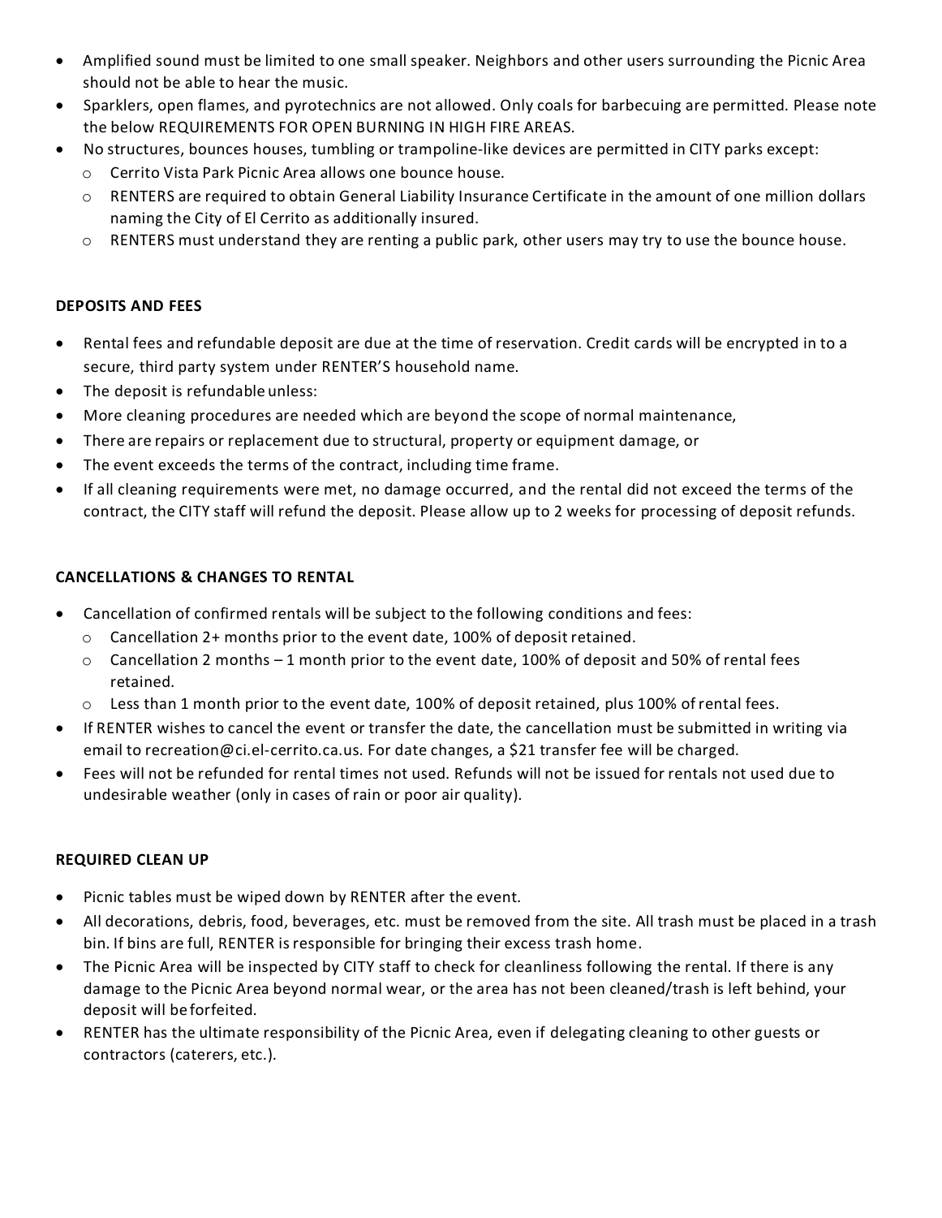- Amplified sound must be limited to one small speaker. Neighbors and other users surrounding the Picnic Area should not be able to hear the music.
- Sparklers, open flames, and pyrotechnics are not allowed. Only coals for barbecuing are permitted. Please note the below REQUIREMENTS FOR OPEN BURNING IN HIGH FIRE AREAS.
- No structures, bounces houses, tumbling or trampoline-like devices are permitted in CITY parks except:
    - Cerrito Vista Park Picnic Area allows one bounce house.
    - RENTERS are required to obtain General Liability Insurance Certificate in the amount of one million dollars naming the City of El Cerrito as additionally insured.
    - RENTERS must understand they are renting a public park, other users may try to use the bounce house.

**DEPOSITS AND FEES**

- Rental fees and refundable deposit are due at the time of reservation. Credit cards will be encrypted in to a secure, third party system under RENTER'S household name.
- The deposit is refundable unless:
- More cleaning procedures are needed which are beyond the scope of normal maintenance,
- There are repairs or replacement due to structural, property or equipment damage, or
- The event exceeds the terms of the contract, including time frame.
- If all cleaning requirements were met, no damage occurred, and the rental did not exceed the terms of the contract, the CITY staff will refund the deposit. Please allow up to 2 weeks for processing of deposit refunds.

**CANCELLATIONS & CHANGES TO RENTAL**

- Cancellation of confirmed rentals will be subject to the following conditions and fees:
    - Cancellation 2+ months prior to the event date, 100% of deposit retained.
    - Cancellation 2 months – 1 month prior to the event date, 100% of deposit and 50% of rental fees retained.
    - Less than 1 month prior to the event date, 100% of deposit retained, plus 100% of rental fees.
- If RENTER wishes to cancel the event or transfer the date, the cancellation must be submitted in writing via email to recreation@ci.el-cerrito.ca.us. For date changes, a $21 transfer fee will be charged.
- Fees will not be refunded for rental times not used. Refunds will not be issued for rentals not used due to undesirable weather (only in cases of rain or poor air quality).

**REQUIRED CLEAN UP**

- Picnic tables must be wiped down by RENTER after the event.
- All decorations, debris, food, beverages, etc. must be removed from the site. All trash must be placed in a trash bin. If bins are full, RENTER is responsible for bringing their excess trash home.
- The Picnic Area will be inspected by CITY staff to check for cleanliness following the rental. If there is any damage to the Picnic Area beyond normal wear, or the area has not been cleaned/trash is left behind, your deposit will be forfeited.
- RENTER has the ultimate responsibility of the Picnic Area, even if delegating cleaning to other guests or contractors (caterers, etc.).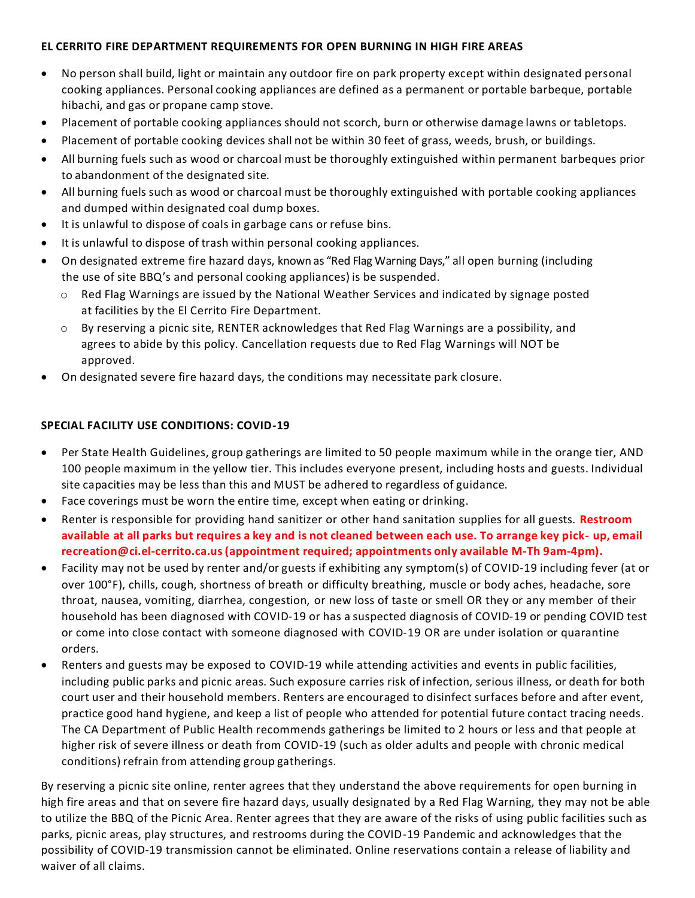### EL CERRITO FIRE DEPARTMENT REQUIREMENTS FOR OPEN BURNING IN HIGH FIRE AREAS

- No person shall build, light or maintain any outdoor fire on park property except within designated personal cooking appliances. Personal cooking appliances are defined as a permanent or portable barbeque, portable hibachi, and gas or propane camp stove.
- Placement of portable cooking appliances should not scorch, burn or otherwise damage lawns or tabletops.
- Placement of portable cooking devices shall not be within 30 feet of grass, weeds, brush, or buildings.
- All burning fuels such as wood or charcoal must be thoroughly extinguished within permanent barbeques prior to abandonment of the designated site.
- All burning fuels such as wood or charcoal must be thoroughly extinguished with portable cooking appliances and dumped within designated coal dump boxes.
- It is unlawful to dispose of coals in garbage cans or refuse bins.
- It is unlawful to dispose of trash within personal cooking appliances.
- On designated extreme fire hazard days, known as "Red Flag Warning Days," all open burning (including the use of site BBQ's and personal cooking appliances) is be suspended.
  - Red Flag Warnings are issued by the National Weather Services and indicated by signage posted at facilities by the El Cerrito Fire Department.
  - By reserving a picnic site, RENTER acknowledges that Red Flag Warnings are a possibility, and agrees to abide by this policy. Cancellation requests due to Red Flag Warnings will NOT be approved.
- On designated severe fire hazard days, the conditions may necessitate park closure.

### SPECIAL FACILITY USE CONDITIONS: COVID-19

- Per State Health Guidelines, group gatherings are limited to 50 people maximum while in the orange tier, AND 100 people maximum in the yellow tier. This includes everyone present, including hosts and guests. Individual site capacities may be less than this and MUST be adhered to regardless of guidance.
- Face coverings must be worn the entire time, except when eating or drinking.
- Renter is responsible for providing hand sanitizer or other hand sanitation supplies for all guests. **Restroom available at all parks but requires a key and is not cleaned between each use. To arrange key pick- up, email recreation@ci.el-cerrito.ca.us (appointment required; appointments only available M-Th 9am-4pm).**
- Facility may not be used by renter and/or guests if exhibiting any symptom(s) of COVID-19 including fever (at or over 100°F), chills, cough, shortness of breath or difficulty breathing, muscle or body aches, headache, sore throat, nausea, vomiting, diarrhea, congestion, or new loss of taste or smell OR they or any member of their household has been diagnosed with COVID-19 or has a suspected diagnosis of COVID-19 or pending COVID test or come into close contact with someone diagnosed with COVID-19 OR are under isolation or quarantine orders.
- Renters and guests may be exposed to COVID-19 while attending activities and events in public facilities, including public parks and picnic areas. Such exposure carries risk of infection, serious illness, or death for both court user and their household members. Renters are encouraged to disinfect surfaces before and after event, practice good hand hygiene, and keep a list of people who attended for potential future contact tracing needs. The CA Department of Public Health recommends gatherings be limited to 2 hours or less and that people at higher risk of severe illness or death from COVID-19 (such as older adults and people with chronic medical conditions) refrain from attending group gatherings.

By reserving a picnic site online, renter agrees that they understand the above requirements for open burning in high fire areas and that on severe fire hazard days, usually designated by a Red Flag Warning, they may not be able to utilize the BBQ of the Picnic Area. Renter agrees that they are aware of the risks of using public facilities such as parks, picnic areas, play structures, and restrooms during the COVID-19 Pandemic and acknowledges that the possibility of COVID-19 transmission cannot be eliminated. Online reservations contain a release of liability and waiver of all claims.